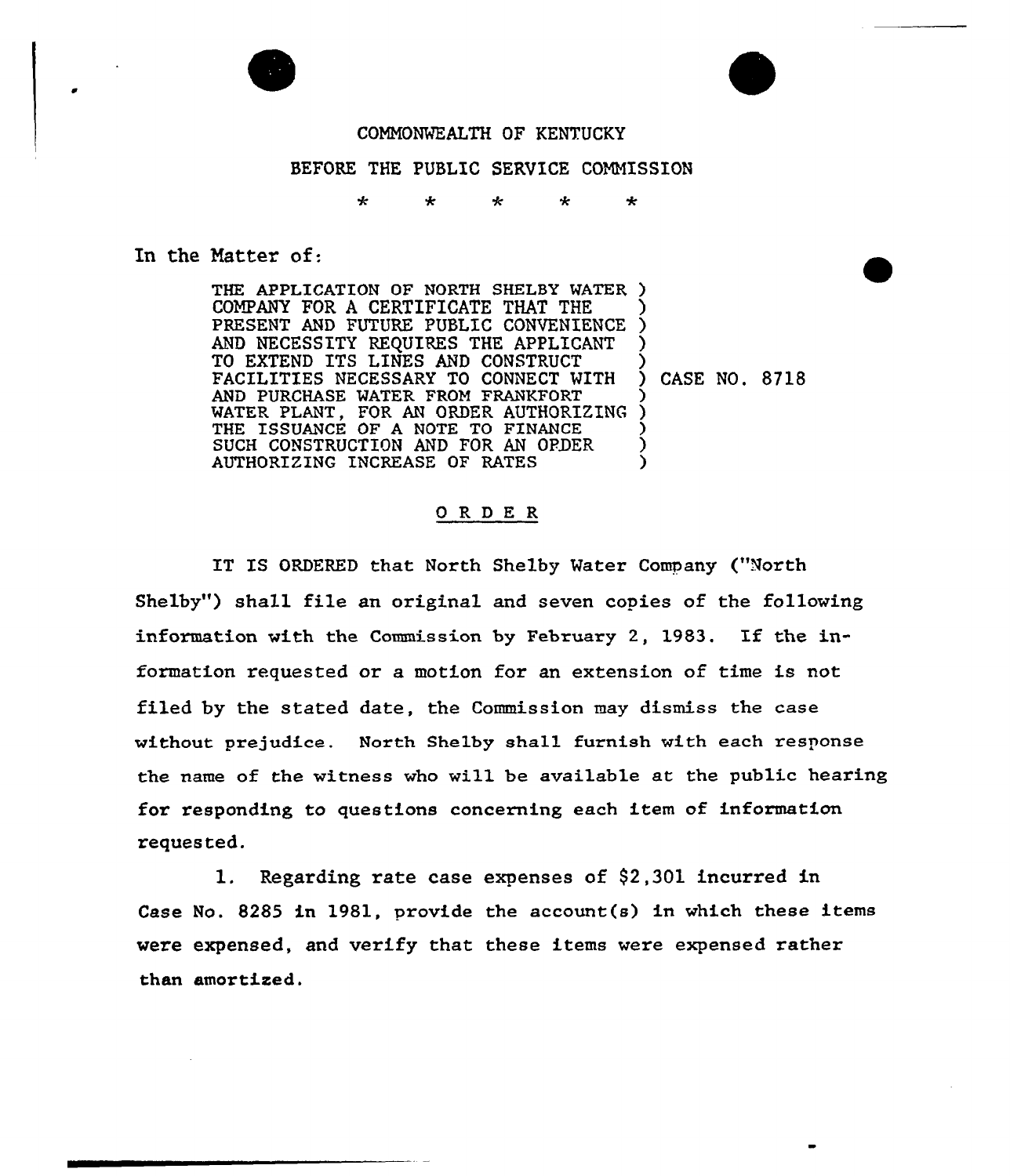COMMONWEALTH OF KENTUCKY

BEFORE THE PUBLIC SERVICE COMMISSION

\* \* \* \* \*

In the Matter of:

THE APPLICATION OF NORTH SHELBY WATER COMPANY FOR A CERTIFICATE THAT THE PRESENT AND FUTURE PUBLIC CONVENIENCE AND NECESSITY REQUIRES THE APPLICANT TO EXTEND ITS LINES AND CONSTRUCT FACILITIES NECESSARY TO CONNECT WITH AND PURCHASE WATER FROM FRANKFORT WATER PLANT, FOR AN ORDER AUTHORIZING THE ISSUANCE OF A NOTE TO FINANCE SUCH CONSTRUCTION AND FOR AN ORDER AUTHORIZING INCREASE OF RATES ) CASE NO. 8718

## ORDER

IT IS ORDERED that North Shelby Water Company ("North Shelby") shall file an original and seven copies of the following information with the Commission by February 2, 1983. If the information requested or a motion for an extension of time is not filed by the stated date, the Commission may dismiss the case without prejudice. North Shelby shall furnish with each response the name of the witness who will be available at the public hearing for responding to questions concerning each item of information requested.

1. Regarding rate case expenses of $2,301 incurred in Case No. 8285 in 1981, provide the account(s) in which these items were expensed, and verify that these items were expensed rather than amortized.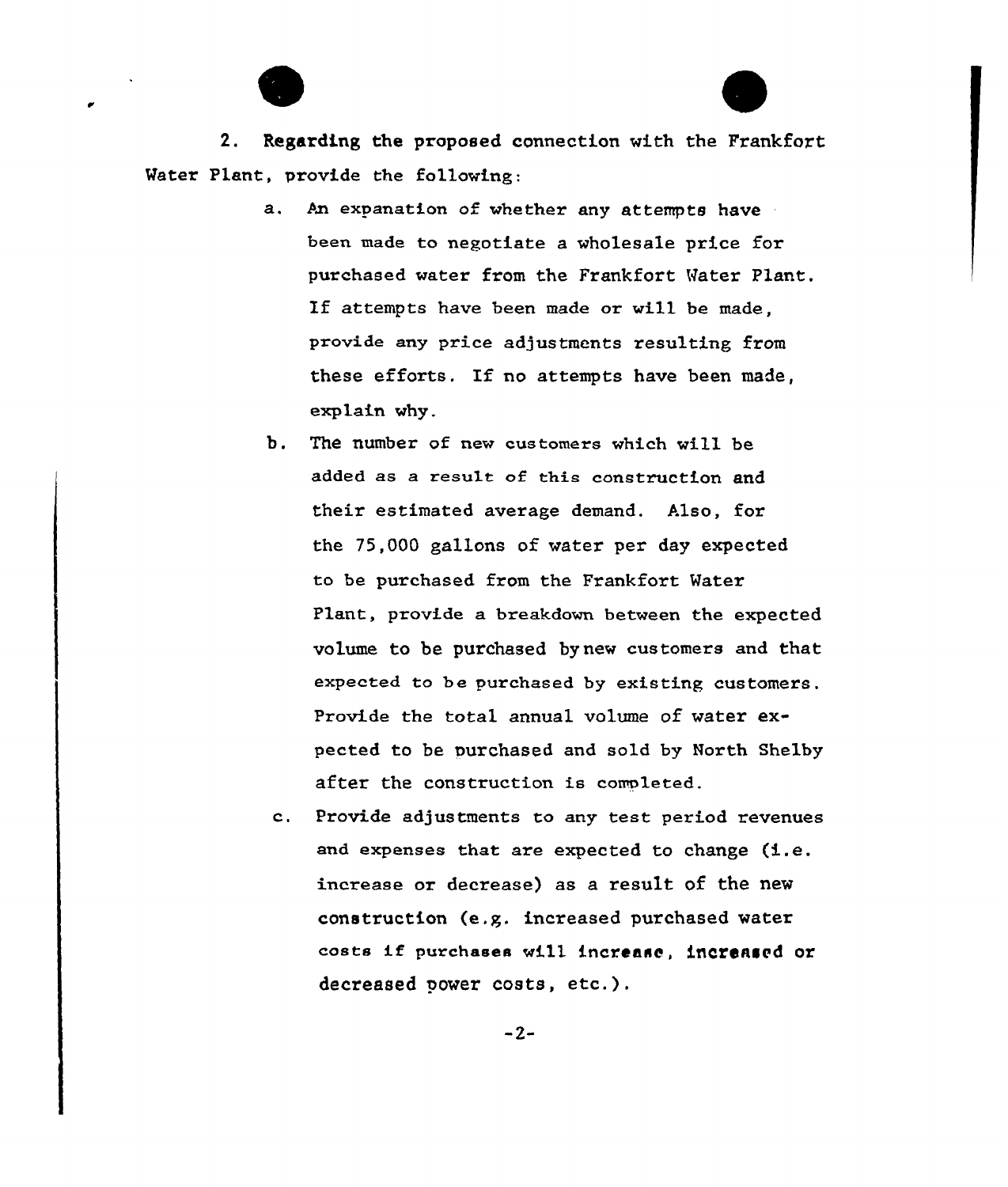2. Regarding the proposed connection with the Frankfort Water Plant, provide the following:

a. An expanation of whether any attempts have been made to negotiate a wholesale price for purchased water from the Frankfort Water Plant. If attempts have been made or will be made, provide any price adjustments resulting from these efforts. If no attempts have been made, explain why.

b. The number of new customers which will be added as a result of this construction and their estimated average demand. Also, for the 75,000 gallons of water per day expected to be purchased from the Frankfort Water Plant, provide a breakdown between the expected volume to be purchased by new customers and that expected to be purchased by existing customers. Provide the total annual volume of water expected to be purchased and sold by North Shelby after the construction is completed.

c. Provide adjustments to any test period revenues and expenses that are expected to change (i.e. increase or decrease) as a result of the new construction (e.g. increased purchased water costs if purchases will increase, increased or decreased power costs, etc.).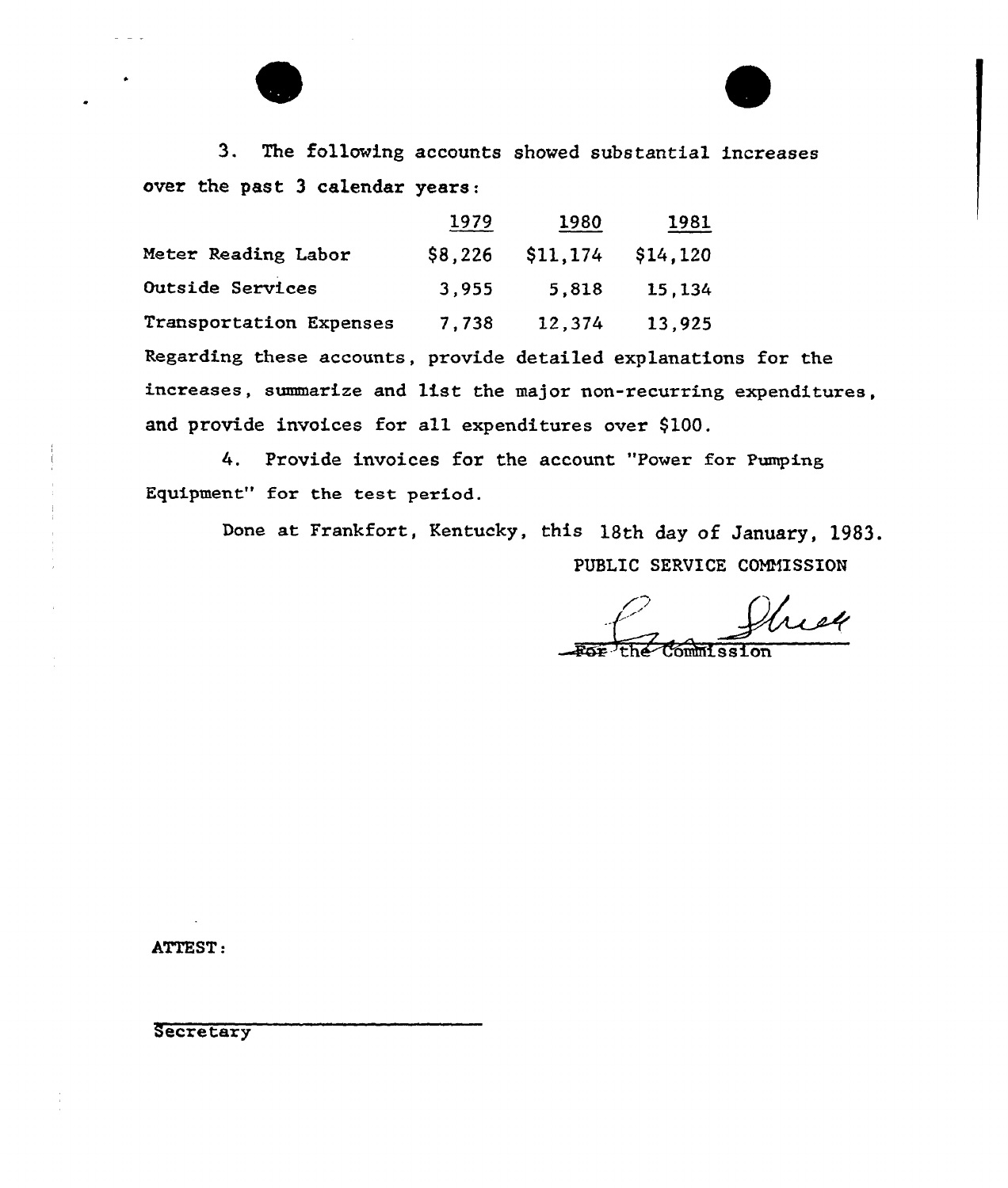3. The following accounts showed substantial increases over the past 3 calendar years:

| | 1979 | 1980 | 1981 |
|---|---|---|---|
| Meter Reading Labor | $8,226 | $11,174 | $14,120 |
| Outside Services | 3,955 | 5,818 | 15,134 |
| Transportation Expenses | 7,738 | 12,374 | 13,925 |

Regarding these accounts, provide detailed explanations for the increases, summarize and list the major non-recurring expenditures, and provide invoices for all expenditures over $100.

4. Provide invoices for the account "Power for Pumping Equipment" for the test period.

Done at Frankfort, Kentucky, this 18th day of January, 1983.

PUBLIC SERVICE COMMISSION

For the Commission

ATTEST:

Secretary